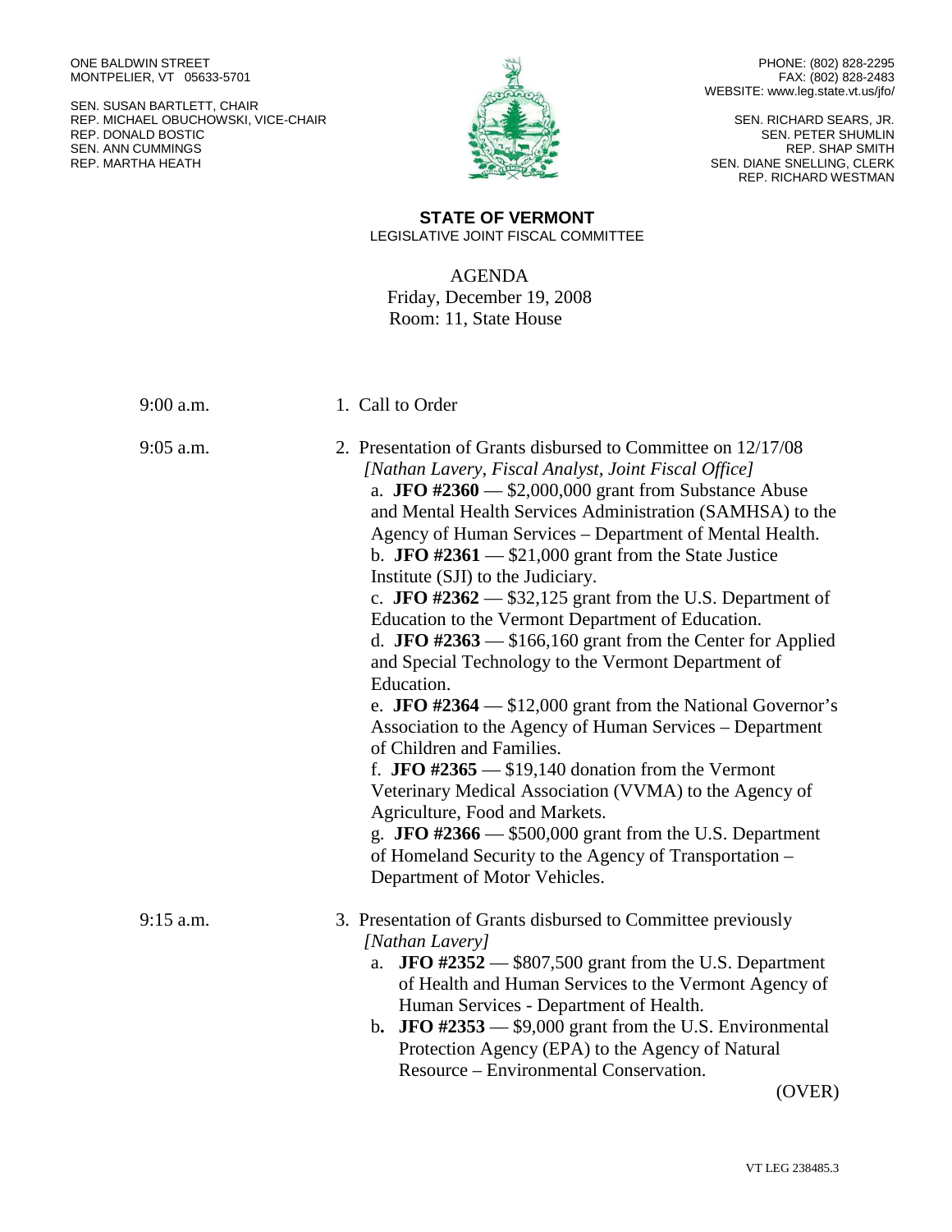ONE BALDWIN STREET
MONTPELIER, VT 05633-5701

SEN. SUSAN BARTLETT, CHAIR
REP. MICHAEL OBUCHOWSKI, VICE-CHAIR
REP. DONALD BOSTIC
SEN. ANN CUMMINGS
REP. MARTHA HEATH

PHONE: (802) 828-2295
FAX: (802) 828-2483
WEBSITE: www.leg.state.vt.us/jfo/

SEN. RICHARD SEARS, JR.
SEN. PETER SHUMLIN
REP. SHAP SMITH
SEN. DIANE SNELLING, CLERK
REP. RICHARD WESTMAN

# STATE OF VERMONT

LEGISLATIVE JOINT FISCAL COMMITTEE

## AGENDA

Friday, December 19, 2008
Room: 11, State House

9:00 a.m. — 1. Call to Order

9:05 a.m. — 2. Presentation of Grants disbursed to Committee on 12/17/08
*[Nathan Lavery, Fiscal Analyst, Joint Fiscal Office]*

a. **JFO #2360** — $2,000,000 grant from Substance Abuse and Mental Health Services Administration (SAMHSA) to the Agency of Human Services – Department of Mental Health.

b. **JFO #2361** — $21,000 grant from the State Justice Institute (SJI) to the Judiciary.

c. **JFO #2362** — $32,125 grant from the U.S. Department of Education to the Vermont Department of Education.

d. **JFO #2363** — $166,160 grant from the Center for Applied and Special Technology to the Vermont Department of Education.

e. **JFO #2364** — $12,000 grant from the National Governor's Association to the Agency of Human Services – Department of Children and Families.

f. **JFO #2365** — $19,140 donation from the Vermont Veterinary Medical Association (VVMA) to the Agency of Agriculture, Food and Markets.

g. **JFO #2366** — $500,000 grant from the U.S. Department of Homeland Security to the Agency of Transportation – Department of Motor Vehicles.

9:15 a.m. — 3. Presentation of Grants disbursed to Committee previously
*[Nathan Lavery]*

a. **JFO #2352** — $807,500 grant from the U.S. Department of Health and Human Services to the Vermont Agency of Human Services - Department of Health.

b. **JFO #2353** — $9,000 grant from the U.S. Environmental Protection Agency (EPA) to the Agency of Natural Resource – Environmental Conservation.

(OVER)

VT LEG 238485.3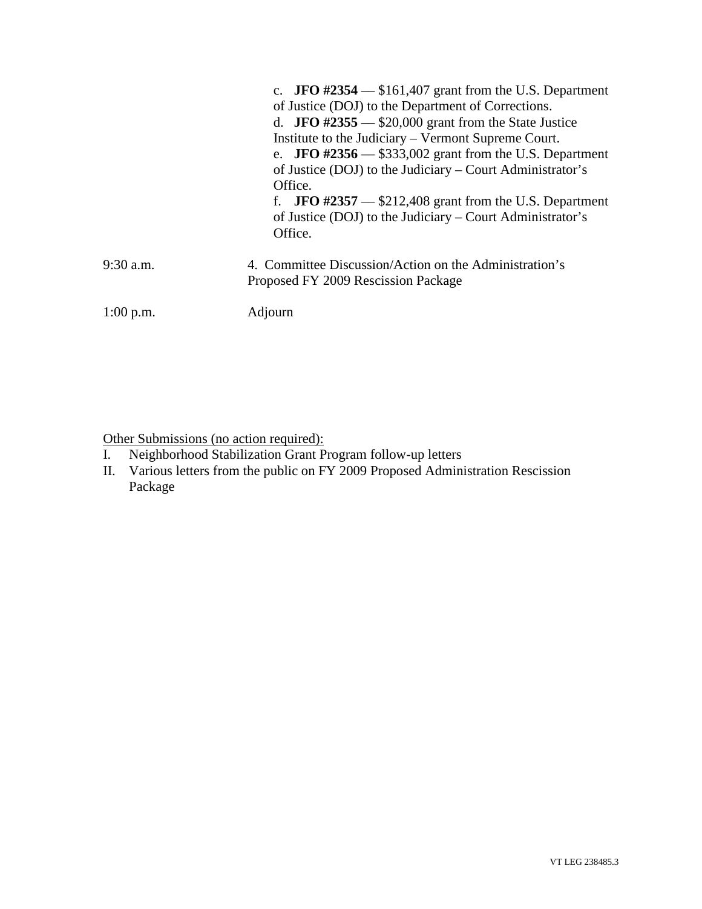c. **JFO #2354** — $161,407 grant from the U.S. Department of Justice (DOJ) to the Department of Corrections.
d. **JFO #2355** — $20,000 grant from the State Justice Institute to the Judiciary – Vermont Supreme Court.
e. **JFO #2356** — $333,002 grant from the U.S. Department of Justice (DOJ) to the Judiciary – Court Administrator's Office.
f. **JFO #2357** — $212,408 grant from the U.S. Department of Justice (DOJ) to the Judiciary – Court Administrator's Office.

| | |
|---|---|
| 9:30 a.m. | 4. Committee Discussion/Action on the Administration's Proposed FY 2009 Rescission Package |
| 1:00 p.m. | Adjourn |

Other Submissions (no action required):

I. Neighborhood Stabilization Grant Program follow-up letters
II. Various letters from the public on FY 2009 Proposed Administration Rescission Package

VT LEG 238485.3